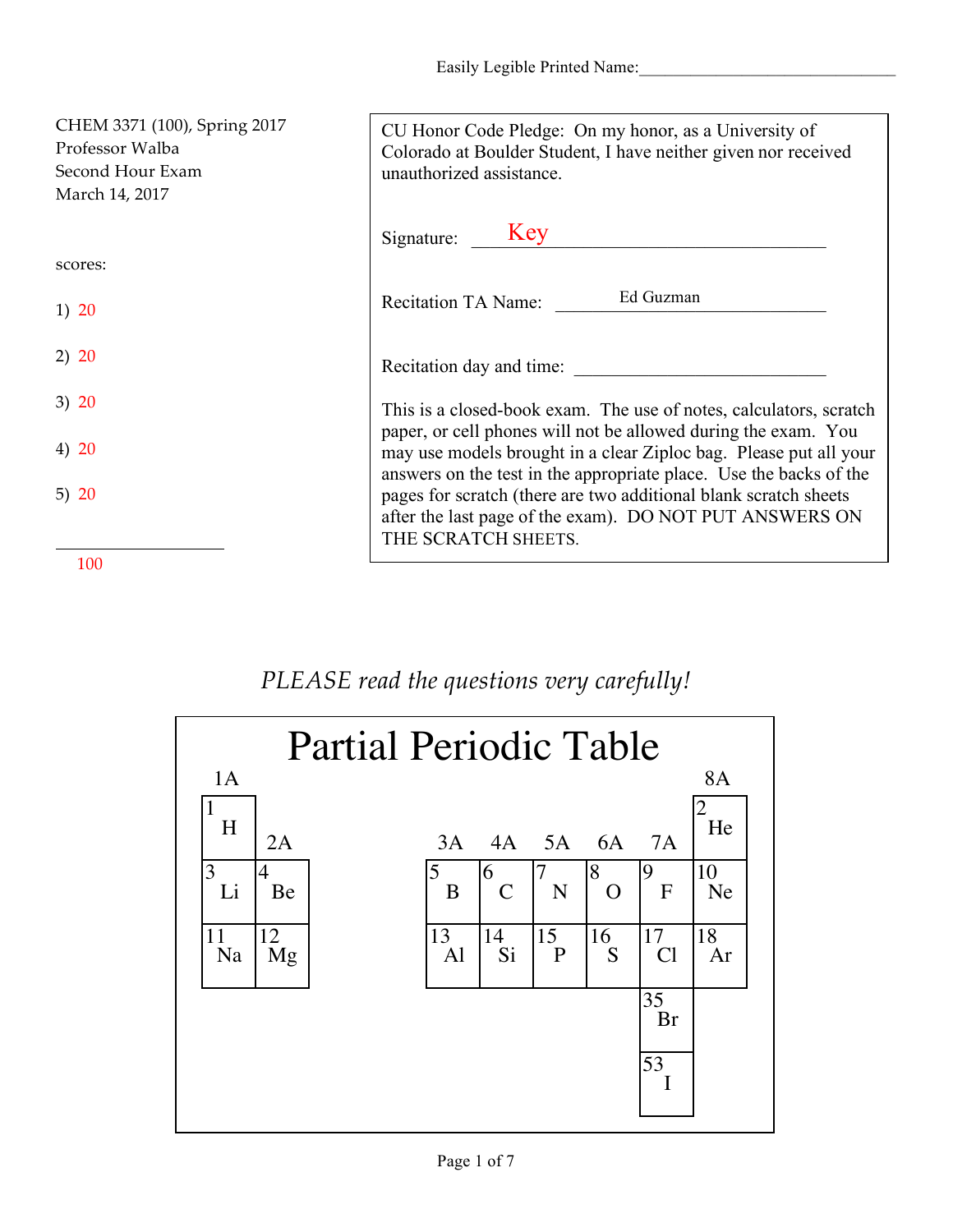Easily Legible Printed Name:______________________________

CHEM 3371 (100), Spring 2017
Professor Walba
Second Hour Exam
March 14, 2017

scores:

1) 20

2) 20

3) 20

4) 20

5) 20

______________

100

CU Honor Code Pledge: On my honor, as a University of Colorado at Boulder Student, I have neither given nor received unauthorized assistance.

Signature: Key

Recitation TA Name: Ed Guzman

Recitation day and time: ______________________

This is a closed-book exam. The use of notes, calculators, scratch paper, or cell phones will not be allowed during the exam. You may use models brought in a clear Ziploc bag. Please put all your answers on the test in the appropriate place. Use the backs of the pages for scratch (there are two additional blank scratch sheets after the last page of the exam). DO NOT PUT ANSWERS ON THE SCRATCH SHEETS.

*PLEASE read the questions very carefully!*

## Partial Periodic Table

| 1A | 2A | 3A | 4A | 5A | 6A | 7A | 8A |
|---|---|---|---|---|---|---|---|
| 1 H | | | | | | | 2 He |
| 3 Li | 4 Be | 5 B | 6 C | 7 N | 8 O | 9 F | 10 Ne |
| 11 Na | 12 Mg | 13 Al | 14 Si | 15 P | 16 S | 17 Cl | 18 Ar |
| | | | | | | 35 Br | |
| | | | | | | 53 I | |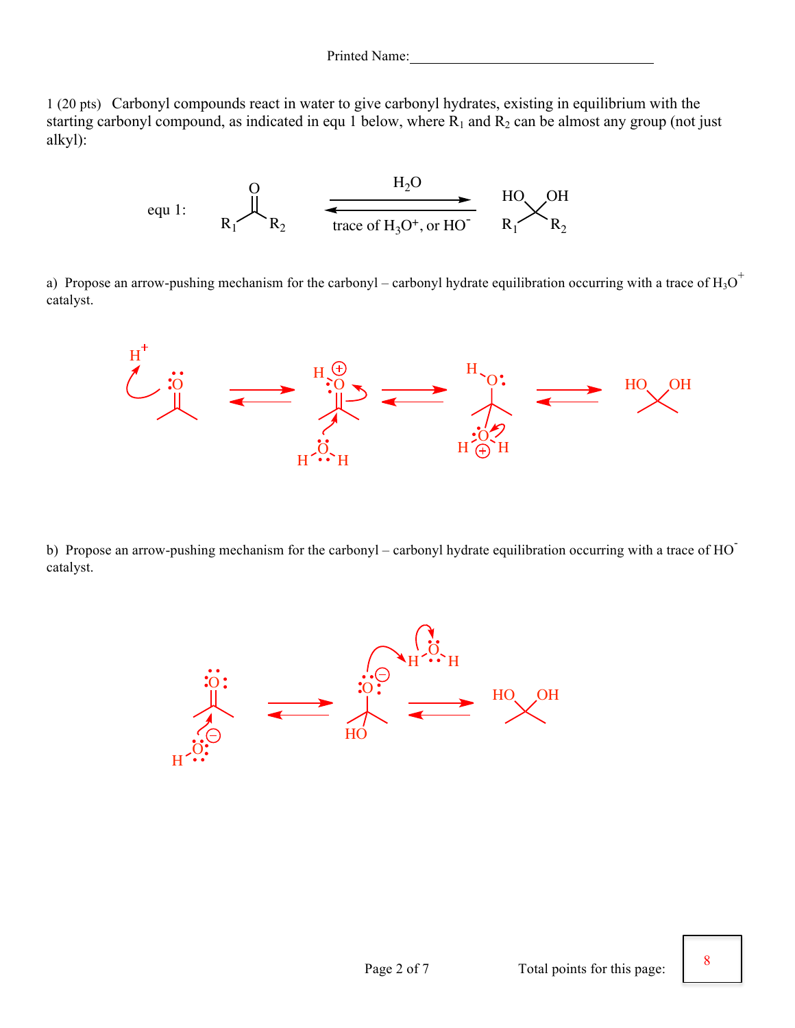Printed Name:_______________________________

1 (20 pts) Carbonyl compounds react in water to give carbonyl hydrates, existing in equilibrium with the starting carbonyl compound, as indicated in equ 1 below, where $R_1$ and $R_2$ can be almost any group (not just alkyl):

$$\text{equ 1:} \quad R_1C(=O)R_2 \underset{\text{trace of } H_3O^+, \text{ or } HO^-}{\overset{H_2O}{\rightleftharpoons}} R_1C(OH)_2R_2$$

a) Propose an arrow-pushing mechanism for the carbonyl – carbonyl hydrate equilibration occurring with a trace of $H_3O^+$ catalyst.

b) Propose an arrow-pushing mechanism for the carbonyl – carbonyl hydrate equilibration occurring with a trace of $HO^-$ catalyst.

Total points for this page: 8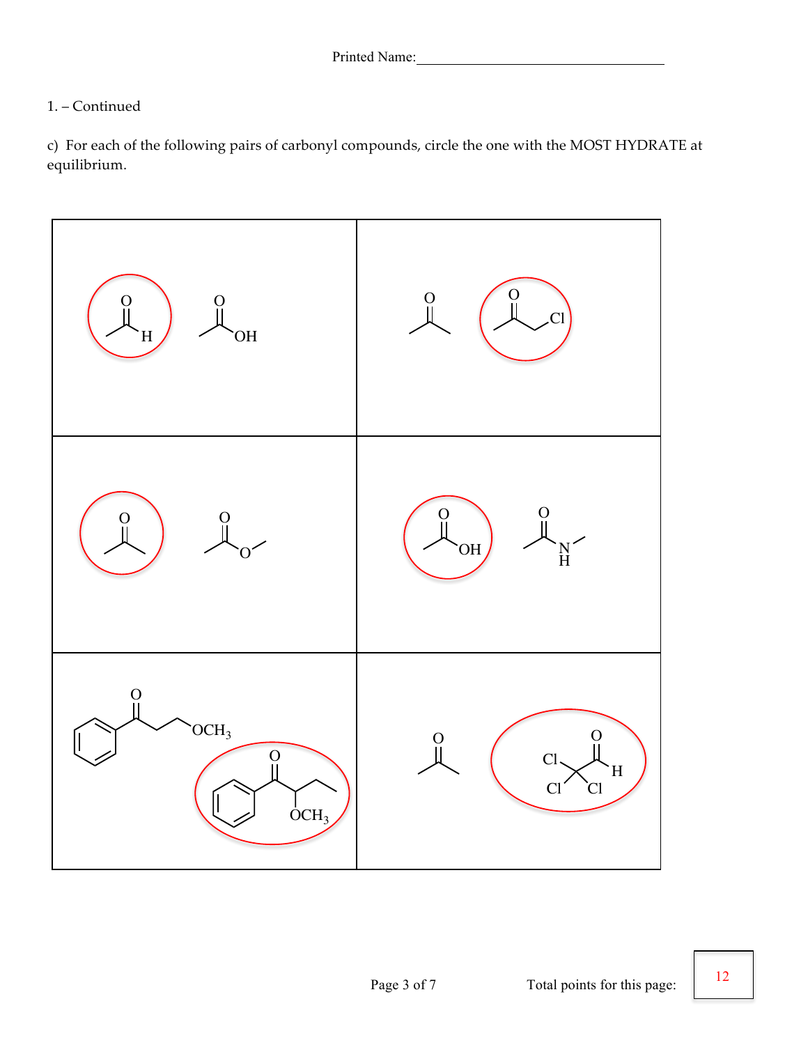1. – Continued

c) For each of the following pairs of carbonyl compounds, circle the one with the MOST HYDRATE at equilibrium.

Total points for this page: 12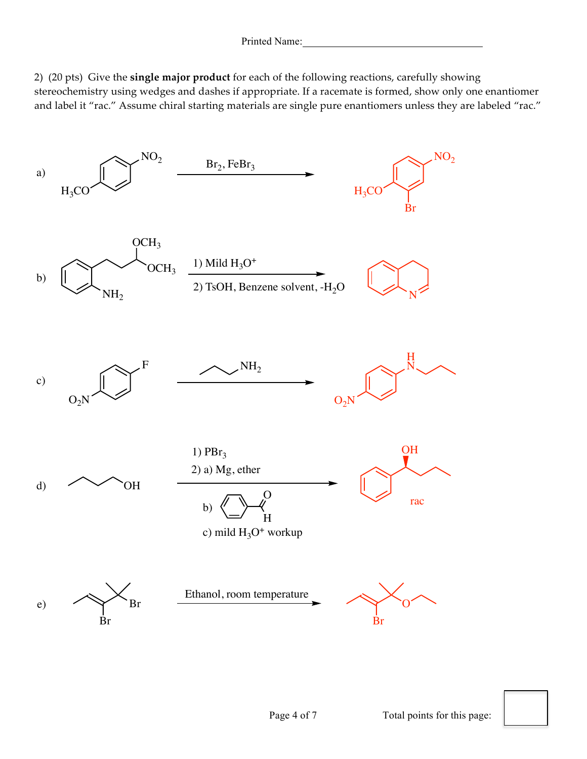Printed Name:\_\_\_\_\_\_\_\_\_\_\_\_\_\_\_\_\_\_\_\_\_\_\_\_\_\_\_\_\_\_\_\_

2) (20 pts) Give the **single major product** for each of the following reactions, carefully showing stereochemistry using wedges and dashes if appropriate. If a racemate is formed, show only one enantiomer and label it "rac." Assume chiral starting materials are single pure enantiomers unless they are labeled "rac."

a) $H_3CO$, $NO_2$ — $Br_2$, $FeBr_3$ → $H_3CO$, $NO_2$, Br

b) $OCH_3$, $OCH_3$, $NH_2$ — 1) Mild $H_3O^+$ 2) TsOH, Benzene solvent, $-H_2O$ → N

c) F, $O_2N$ — $NH_2$ → H, N, $O_2N$

d) OH — 1) $PBr_3$ 2) a) Mg, ether b) O, H c) mild $H_3O^+$ workup → OH, rac

e) Br, Br — Ethanol, room temperature → O, Br

Total points for this page: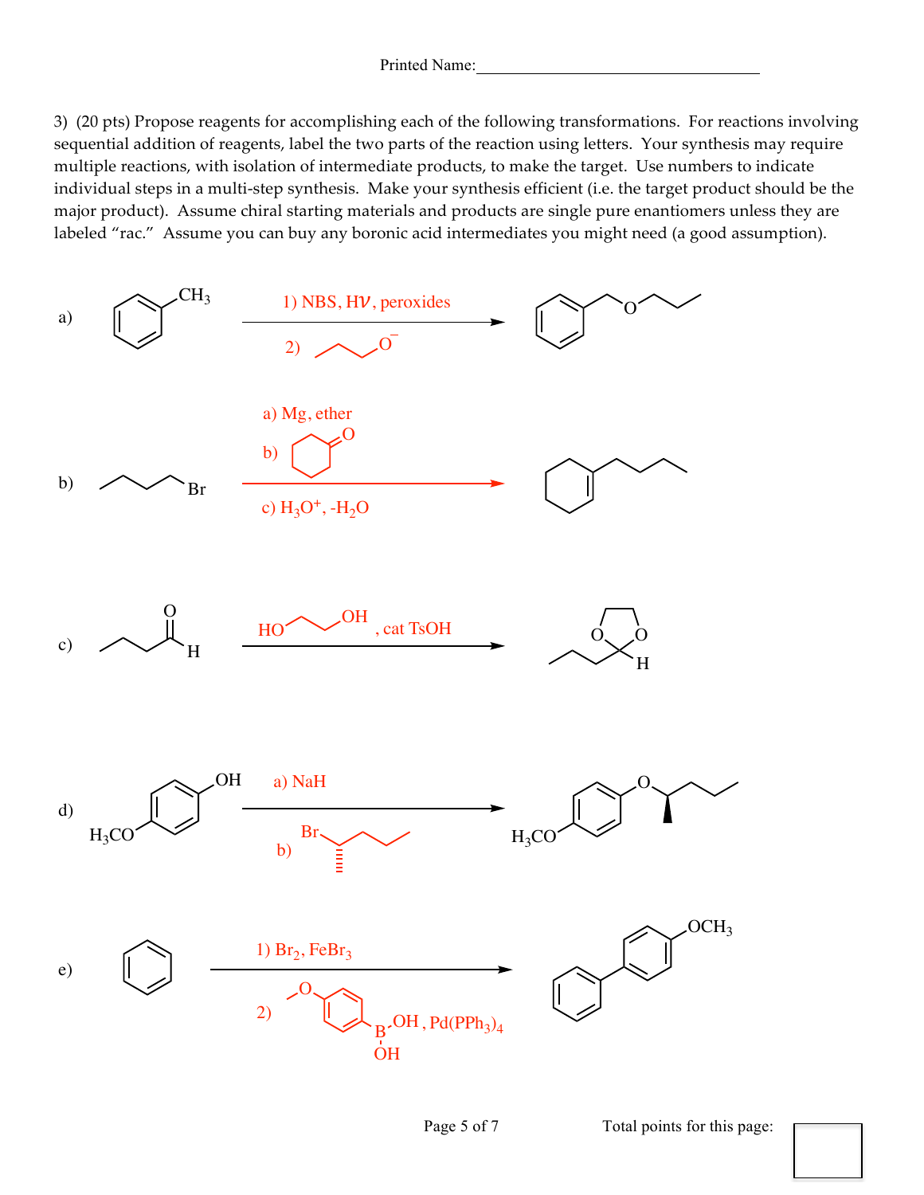Printed Name:\_\_\_\_\_\_\_\_\_\_\_\_\_\_\_\_\_\_\_\_\_\_\_\_\_\_\_\_\_\_\_\_

3) (20 pts) Propose reagents for accomplishing each of the following transformations. For reactions involving sequential addition of reagents, label the two parts of the reaction using letters. Your synthesis may require multiple reactions, with isolation of intermediate products, to make the target. Use numbers to indicate individual steps in a multi-step synthesis. Make your synthesis efficient (i.e. the target product should be the major product). Assume chiral starting materials and products are single pure enantiomers unless they are labeled "rac." Assume you can buy any boronic acid intermediates you might need (a good assumption).

a) $CH_3$

1) NBS, H$\nu$, peroxides

2) $O^-$

O

b) Br

a) Mg, ether

b) O

c) $H_3O^+$, $-H_2O$

c) O H

HO OH, cat TsOH

O O H

d) OH $H_3CO$

a) NaH

b) Br

O $H_3CO$

e)

1) $Br_2$, $FeBr_3$

2) O B OH OH, $Pd(PPh_3)_4$

$OCH_3$

Total points for this page: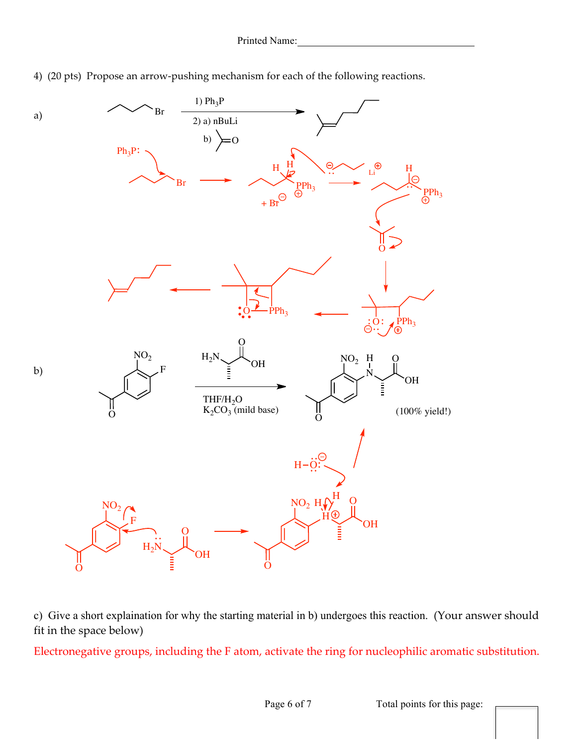Printed Name:\_\_\_\_\_\_\_\_\_\_\_\_\_\_\_\_\_\_\_\_\_\_\_\_\_\_\_\_\_\_\_\_

4) (20 pts) Propose an arrow-pushing mechanism for each of the following reactions.

a)

Br

1) $Ph_3P$

2) a) nBuLi

b) O

$Ph_3P$:

Br

H H

$PPh_3$

+ $Br^{\ominus}$

Li

H

$PPh_3$

O

O:

$PPh_3$

O

$PPh_3$

b)

$NO_2$

F

O

$H_2N$

O

OH

THF/$H_2O$

$K_2CO_3$ (mild base)

$NO_2$ H

N

O

OH

O

(100% yield!)

H–O:

$NO_2$ H H

H

O

OH

O

$NO_2$

F

O

$H_2N$

O

OH

c) Give a short explaination for why the starting material in b) undergoes this reaction. (Your answer should fit in the space below)

Electronegative groups, including the F atom, activate the ring for nucleophilic aromatic substitution.

Total points for this page: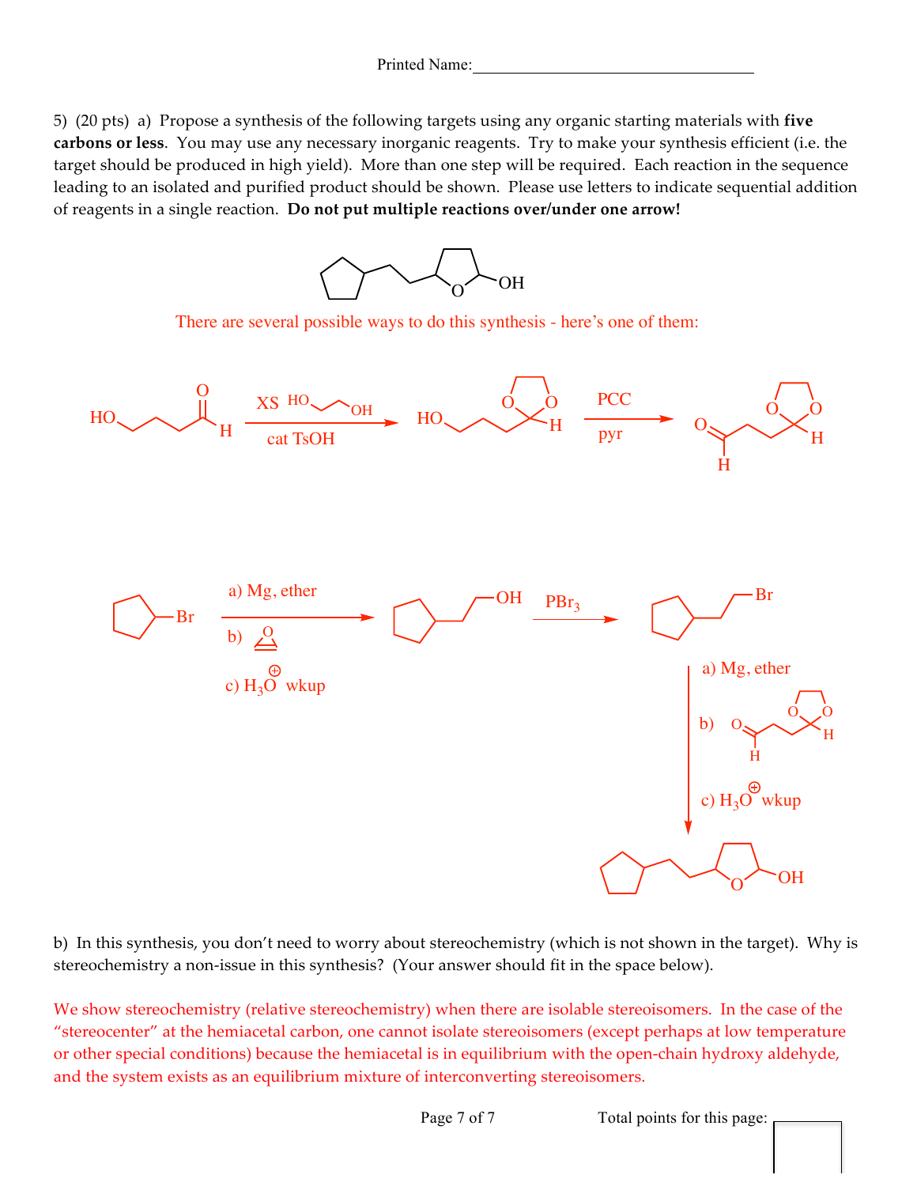Printed Name:\_\_\_\_\_\_\_\_\_\_\_\_\_\_\_\_\_\_\_\_\_\_\_\_\_\_\_\_\_\_\_\_\_\_

5) (20 pts) a) Propose a synthesis of the following targets using any organic starting materials with **five carbons or less**. You may use any necessary inorganic reagents. Try to make your synthesis efficient (i.e. the target should be produced in high yield). More than one step will be required. Each reaction in the sequence leading to an isolated and purified product should be shown. Please use letters to indicate sequential addition of reagents in a single reaction. **Do not put multiple reactions over/under one arrow!**

OH

There are several possible ways to do this synthesis - here's one of them:

HO — H (O) — XS HO–CH$_2$CH$_2$–OH, cat TsOH → HO — (O, O) H — PCC, pyr → O, H — (O, O) H

Br — a) Mg, ether; b) (epoxide); c) $H_3O^{\oplus}$ wkup → OH — $PBr_3$ → Br — a) Mg, ether; b) O, H — (O, O) H; c) $H_3O^{\oplus}$ wkup → O — OH

b) In this synthesis, you don't need to worry about stereochemistry (which is not shown in the target). Why is stereochemistry a non-issue in this synthesis? (Your answer should fit in the space below).

We show stereochemistry (relative stereochemistry) when there are isolable stereoisomers. In the case of the "stereocenter" at the hemiacetal carbon, one cannot isolate stereoisomers (except perhaps at low temperature or other special conditions) because the hemiacetal is in equilibrium with the open-chain hydroxy aldehyde, and the system exists as an equilibrium mixture of interconverting stereoisomers.

Total points for this page: